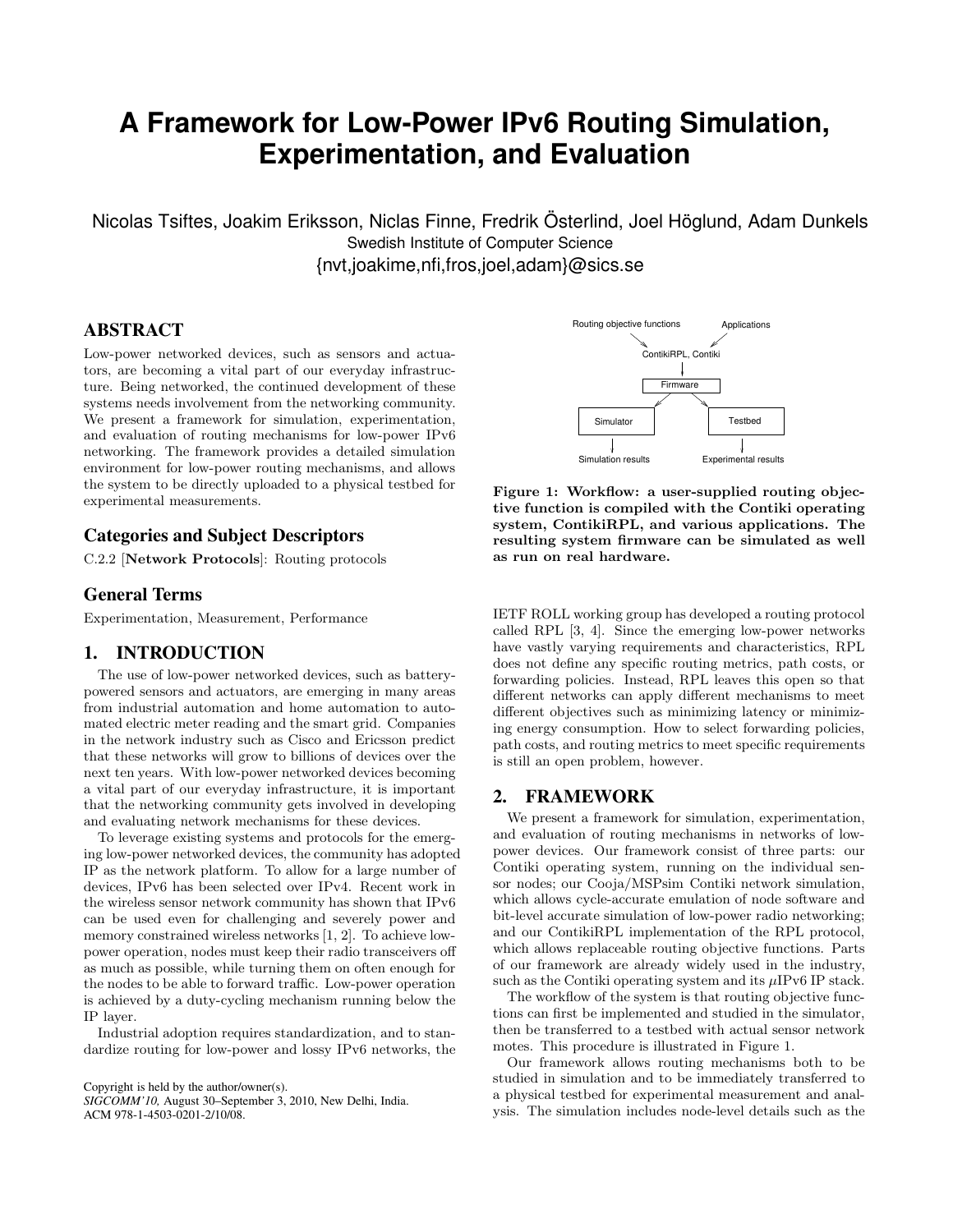# A Framework for Low-Power IPv6 Routing Simulation, Experimentation, and Evaluation

Nicolas Tsiftes, Joakim Eriksson, Niclas Finne, Fredrik Österlind, Joel Höglund, Adam Dunkels
Swedish Institute of Computer Science
{nvt,joakime,nfi,fros,joel,adam}@sics.se

## ABSTRACT

Low-power networked devices, such as sensors and actuators, are becoming a vital part of our everyday infrastructure. Being networked, the continued development of these systems needs involvement from the networking community. We present a framework for simulation, experimentation, and evaluation of routing mechanisms for low-power IPv6 networking. The framework provides a detailed simulation environment for low-power routing mechanisms, and allows the system to be directly uploaded to a physical testbed for experimental measurements.

### Categories and Subject Descriptors

C.2.2 [**Network Protocols**]: Routing protocols

### General Terms

Experimentation, Measurement, Performance

## 1. INTRODUCTION

The use of low-power networked devices, such as battery-powered sensors and actuators, are emerging in many areas from industrial automation and home automation to automated electric meter reading and the smart grid. Companies in the network industry such as Cisco and Ericsson predict that these networks will grow to billions of devices over the next ten years. With low-power networked devices becoming a vital part of our everyday infrastructure, it is important that the networking community gets involved in developing and evaluating network mechanisms for these devices.

To leverage existing systems and protocols for the emerging low-power networked devices, the community has adopted IP as the network platform. To allow for a large number of devices, IPv6 has been selected over IPv4. Recent work in the wireless sensor network community has shown that IPv6 can be used even for challenging and severely power and memory constrained wireless networks [1, 2]. To achieve low-power operation, nodes must keep their radio transceivers off as much as possible, while turning them on often enough for the nodes to be able to forward traffic. Low-power operation is achieved by a duty-cycling mechanism running below the IP layer.

Industrial adoption requires standardization, and to standardize routing for low-power and lossy IPv6 networks, the IETF ROLL working group has developed a routing protocol called RPL [3, 4]. Since the emerging low-power networks have vastly varying requirements and characteristics, RPL does not define any specific routing metrics, path costs, or forwarding policies. Instead, RPL leaves this open so that different networks can apply different mechanisms to meet different objectives such as minimizing latency or minimizing energy consumption. How to select forwarding policies, path costs, and routing metrics to meet specific requirements is still an open problem, however.

Copyright is held by the author/owner(s).
*SIGCOMM'10*, August 30–September 3, 2010, New Delhi, India.
ACM 978-1-4503-0201-2/10/08.

Routing objective functions | Applications
ContikiRPL, Contiki
Firmware
Simulator | Testbed
Simulation results | Experimental results

**Figure 1: Workflow: a user-supplied routing objective function is compiled with the Contiki operating system, ContikiRPL, and various applications. The resulting system firmware can be simulated as well as run on real hardware.**

## 2. FRAMEWORK

We present a framework for simulation, experimentation, and evaluation of routing mechanisms in networks of low-power devices. Our framework consist of three parts: our Contiki operating system, running on the individual sensor nodes; our Cooja/MSPsim Contiki network simulation, which allows cycle-accurate emulation of node software and bit-level accurate simulation of low-power radio networking; and our ContikiRPL implementation of the RPL protocol, which allows replaceable routing objective functions. Parts of our framework are already widely used in the industry, such as the Contiki operating system and its $\mu$IPv6 IP stack.

The workflow of the system is that routing objective functions can first be implemented and studied in the simulator, then be transferred to a testbed with actual sensor network motes. This procedure is illustrated in Figure 1.

Our framework allows routing mechanisms both to be studied in simulation and to be immediately transferred to a physical testbed for experimental measurement and analysis. The simulation includes node-level details such as the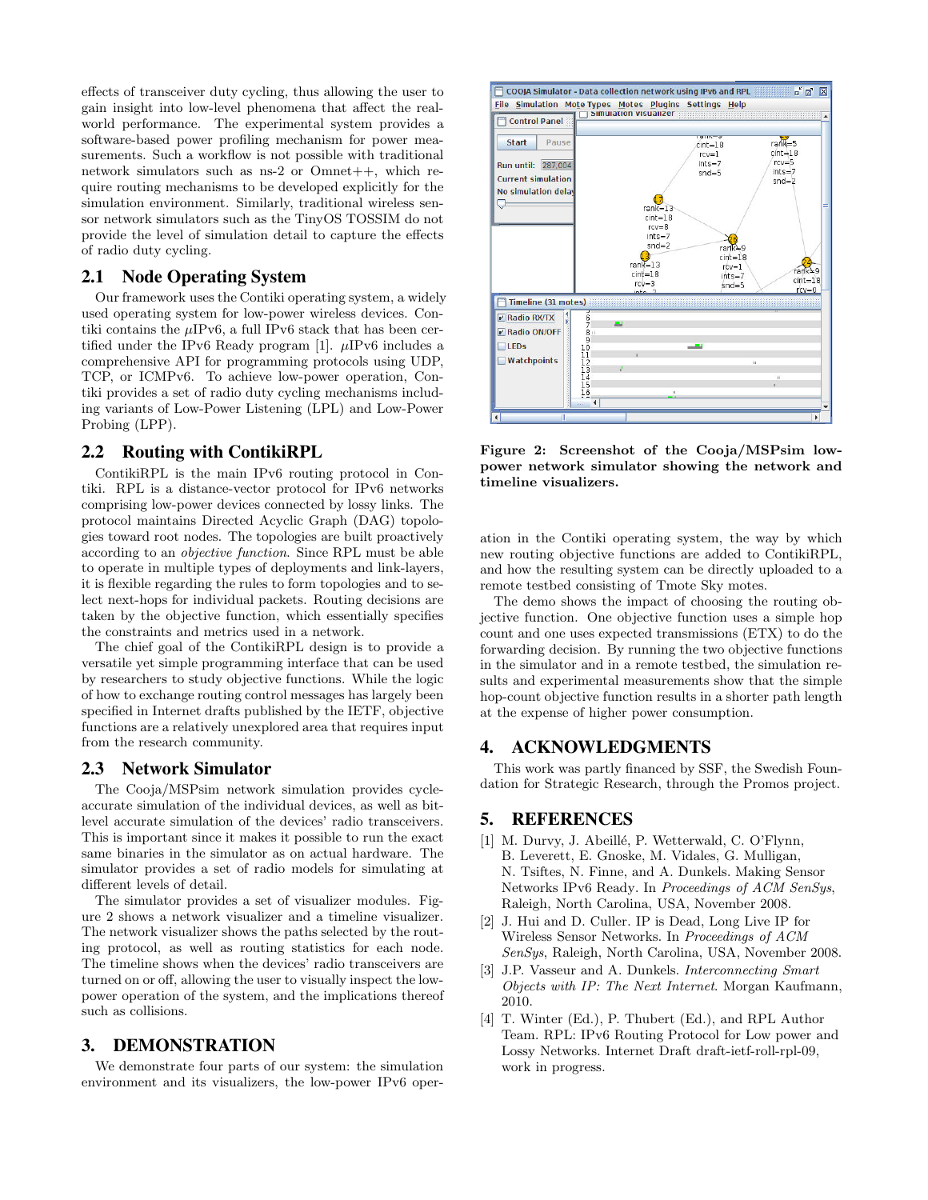effects of transceiver duty cycling, thus allowing the user to gain insight into low-level phenomena that affect the real-world performance. The experimental system provides a software-based power profiling mechanism for power measurements. Such a workflow is not possible with traditional network simulators such as ns-2 or Omnet++, which require routing mechanisms to be developed explicitly for the simulation environment. Similarly, traditional wireless sensor network simulators such as the TinyOS TOSSIM do not provide the level of simulation detail to capture the effects of radio duty cycling.

## 2.1 Node Operating System

Our framework uses the Contiki operating system, a widely used operating system for low-power wireless devices. Contiki contains the $\mu$IPv6, a full IPv6 stack that has been certified under the IPv6 Ready program [1]. $\mu$IPv6 includes a comprehensive API for programming protocols using UDP, TCP, or ICMPv6. To achieve low-power operation, Contiki provides a set of radio duty cycling mechanisms including variants of Low-Power Listening (LPL) and Low-Power Probing (LPP).

## 2.2 Routing with ContikiRPL

ContikiRPL is the main IPv6 routing protocol in Contiki. RPL is a distance-vector protocol for IPv6 networks comprising low-power devices connected by lossy links. The protocol maintains Directed Acyclic Graph (DAG) topologies toward root nodes. The topologies are built proactively according to an *objective function*. Since RPL must be able to operate in multiple types of deployments and link-layers, it is flexible regarding the rules to form topologies and to select next-hops for individual packets. Routing decisions are taken by the objective function, which essentially specifies the constraints and metrics used in a network.

The chief goal of the ContikiRPL design is to provide a versatile yet simple programming interface that can be used by researchers to study objective functions. While the logic of how to exchange routing control messages has largely been specified in Internet drafts published by the IETF, objective functions are a relatively unexplored area that requires input from the research community.

## 2.3 Network Simulator

The Cooja/MSPsim network simulation provides cycle-accurate simulation of the individual devices, as well as bit-level accurate simulation of the devices' radio transceivers. This is important since it makes it possible to run the exact same binaries in the simulator as on actual hardware. The simulator provides a set of radio models for simulating at different levels of detail.

The simulator provides a set of visualizer modules. Figure 2 shows a network visualizer and a timeline visualizer. The network visualizer shows the paths selected by the routing protocol, as well as routing statistics for each node. The timeline shows when the devices' radio transceivers are turned on or off, allowing the user to visually inspect the low-power operation of the system, and the implications thereof such as collisions.

# 3. DEMONSTRATION

We demonstrate four parts of our system: the simulation environment and its visualizers, the low-power IPv6 operation in the Contiki operating system, the way by which new routing objective functions are added to ContikiRPL, and how the resulting system can be directly uploaded to a remote testbed consisting of Tmote Sky motes.

**Figure 2: Screenshot of the Cooja/MSPsim low-power network simulator showing the network and timeline visualizers.**

The demo shows the impact of choosing the routing objective function. One objective function uses a simple hop count and one uses expected transmissions (ETX) to do the forwarding decision. By running the two objective functions in the simulator and in a remote testbed, the simulation results and experimental measurements show that the simple hop-count objective function results in a shorter path length at the expense of higher power consumption.

# 4. ACKNOWLEDGMENTS

This work was partly financed by SSF, the Swedish Foundation for Strategic Research, through the Promos project.

# 5. REFERENCES

[1] M. Durvy, J. Abeillé, P. Wetterwald, C. O'Flynn, B. Leverett, E. Gnoske, M. Vidales, G. Mulligan, N. Tsiftes, N. Finne, and A. Dunkels. Making Sensor Networks IPv6 Ready. In *Proceedings of ACM SenSys*, Raleigh, North Carolina, USA, November 2008.

[2] J. Hui and D. Culler. IP is Dead, Long Live IP for Wireless Sensor Networks. In *Proceedings of ACM SenSys*, Raleigh, North Carolina, USA, November 2008.

[3] J.P. Vasseur and A. Dunkels. *Interconnecting Smart Objects with IP: The Next Internet*. Morgan Kaufmann, 2010.

[4] T. Winter (Ed.), P. Thubert (Ed.), and RPL Author Team. RPL: IPv6 Routing Protocol for Low power and Lossy Networks. Internet Draft draft-ietf-roll-rpl-09, work in progress.